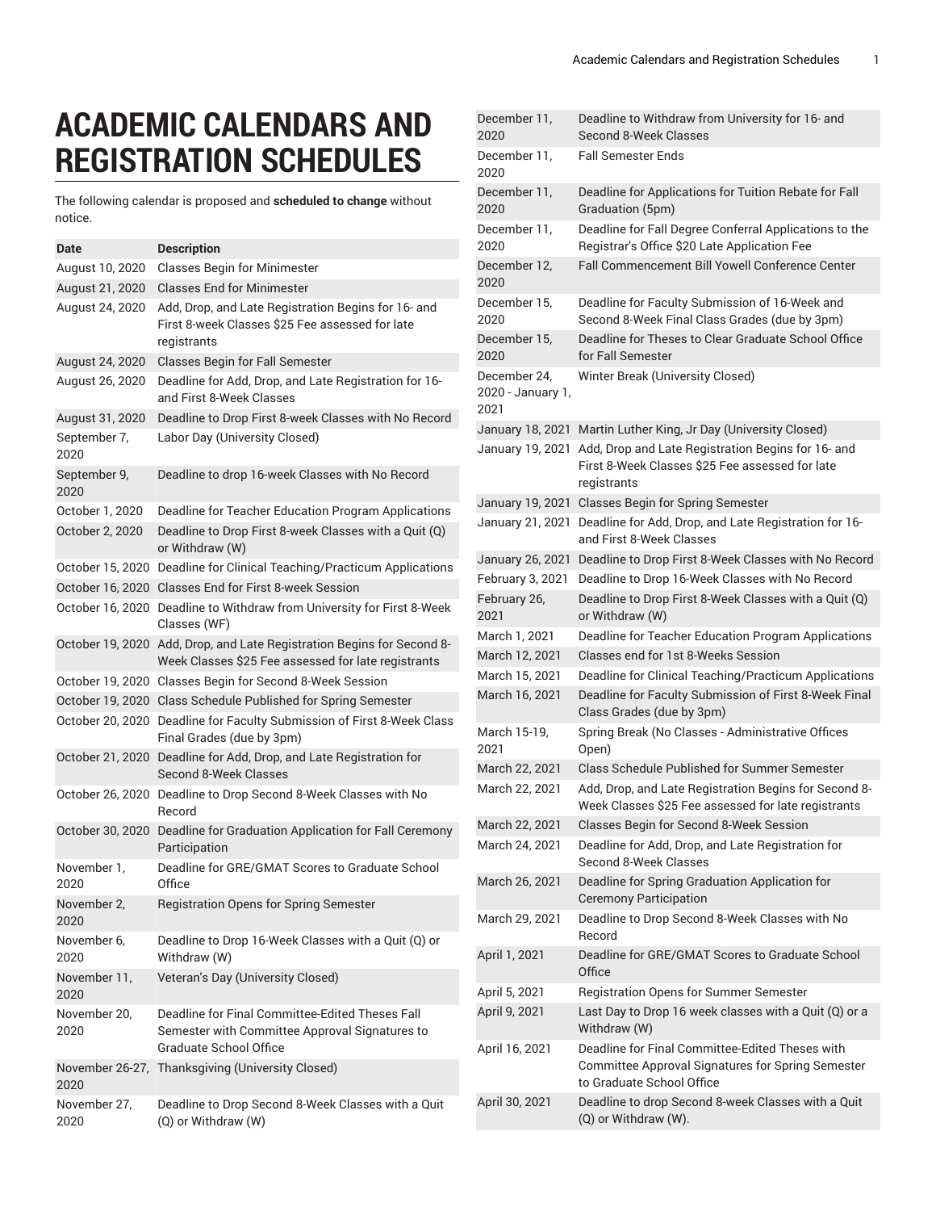# ACADEMIC CALENDARS AND REGISTRATION SCHEDULES

The following calendar is proposed and **scheduled to change** without notice.

| Date | Description |
| --- | --- |
| August 10, 2020 | Classes Begin for Minimester |
| August 21, 2020 | Classes End for Minimester |
| August 24, 2020 | Add, Drop, and Late Registration Begins for 16- and First 8-week Classes $25 Fee assessed for late registrants |
| August 24, 2020 | Classes Begin for Fall Semester |
| August 26, 2020 | Deadline for Add, Drop, and Late Registration for 16- and First 8-Week Classes |
| August 31, 2020 | Deadline to Drop First 8-week Classes with No Record |
| September 7, 2020 | Labor Day (University Closed) |
| September 9, 2020 | Deadline to drop 16-week Classes with No Record |
| October 1, 2020 | Deadline for Teacher Education Program Applications |
| October 2, 2020 | Deadline to Drop First 8-week Classes with a Quit (Q) or Withdraw (W) |
| October 15, 2020 | Deadline for Clinical Teaching/Practicum Applications |
| October 16, 2020 | Classes End for First 8-week Session |
| October 16, 2020 | Deadline to Withdraw from University for First 8-Week Classes (WF) |
| October 19, 2020 | Add, Drop, and Late Registration Begins for Second 8-Week Classes $25 Fee assessed for late registrants |
| October 19, 2020 | Classes Begin for Second 8-Week Session |
| October 19, 2020 | Class Schedule Published for Spring Semester |
| October 20, 2020 | Deadline for Faculty Submission of First 8-Week Class Final Grades (due by 3pm) |
| October 21, 2020 | Deadline for Add, Drop, and Late Registration for Second 8-Week Classes |
| October 26, 2020 | Deadline to Drop Second 8-Week Classes with No Record |
| October 30, 2020 | Deadline for Graduation Application for Fall Ceremony Participation |
| November 1, 2020 | Deadline for GRE/GMAT Scores to Graduate School Office |
| November 2, 2020 | Registration Opens for Spring Semester |
| November 6, 2020 | Deadline to Drop 16-Week Classes with a Quit (Q) or Withdraw (W) |
| November 11, 2020 | Veteran's Day (University Closed) |
| November 20, 2020 | Deadline for Final Committee-Edited Theses Fall Semester with Committee Approval Signatures to Graduate School Office |
| November 26-27, 2020 | Thanksgiving (University Closed) |
| November 27, 2020 | Deadline to Drop Second 8-Week Classes with a Quit (Q) or Withdraw (W) |
| December 11, 2020 | Deadline to Withdraw from University for 16- and Second 8-Week Classes |
| December 11, 2020 | Fall Semester Ends |
| December 11, 2020 | Deadline for Applications for Tuition Rebate for Fall Graduation (5pm) |
| December 11, 2020 | Deadline for Fall Degree Conferral Applications to the Registrar's Office $20 Late Application Fee |
| December 12, 2020 | Fall Commencement Bill Yowell Conference Center |
| December 15, 2020 | Deadline for Faculty Submission of 16-Week and Second 8-Week Final Class Grades (due by 3pm) |
| December 15, 2020 | Deadline for Theses to Clear Graduate School Office for Fall Semester |
| December 24, 2020 - January 1, 2021 | Winter Break (University Closed) |
| January 18, 2021 | Martin Luther King, Jr Day (University Closed) |
| January 19, 2021 | Add, Drop and Late Registration Begins for 16- and First 8-Week Classes $25 Fee assessed for late registrants |
| January 19, 2021 | Classes Begin for Spring Semester |
| January 21, 2021 | Deadline for Add, Drop, and Late Registration for 16- and First 8-Week Classes |
| January 26, 2021 | Deadline to Drop First 8-Week Classes with No Record |
| February 3, 2021 | Deadline to Drop 16-Week Classes with No Record |
| February 26, 2021 | Deadline to Drop First 8-Week Classes with a Quit (Q) or Withdraw (W) |
| March 1, 2021 | Deadline for Teacher Education Program Applications |
| March 12, 2021 | Classes end for 1st 8-Weeks Session |
| March 15, 2021 | Deadline for Clinical Teaching/Practicum Applications |
| March 16, 2021 | Deadline for Faculty Submission of First 8-Week Final Class Grades (due by 3pm) |
| March 15-19, 2021 | Spring Break (No Classes - Administrative Offices Open) |
| March 22, 2021 | Class Schedule Published for Summer Semester |
| March 22, 2021 | Add, Drop, and Late Registration Begins for Second 8-Week Classes $25 Fee assessed for late registrants |
| March 22, 2021 | Classes Begin for Second 8-Week Session |
| March 24, 2021 | Deadline for Add, Drop, and Late Registration for Second 8-Week Classes |
| March 26, 2021 | Deadline for Spring Graduation Application for Ceremony Participation |
| March 29, 2021 | Deadline to Drop Second 8-Week Classes with No Record |
| April 1, 2021 | Deadline for GRE/GMAT Scores to Graduate School Office |
| April 5, 2021 | Registration Opens for Summer Semester |
| April 9, 2021 | Last Day to Drop 16 week classes with a Quit (Q) or a Withdraw (W) |
| April 16, 2021 | Deadline for Final Committee-Edited Theses with Committee Approval Signatures for Spring Semester to Graduate School Office |
| April 30, 2021 | Deadline to drop Second 8-week Classes with a Quit (Q) or Withdraw (W). |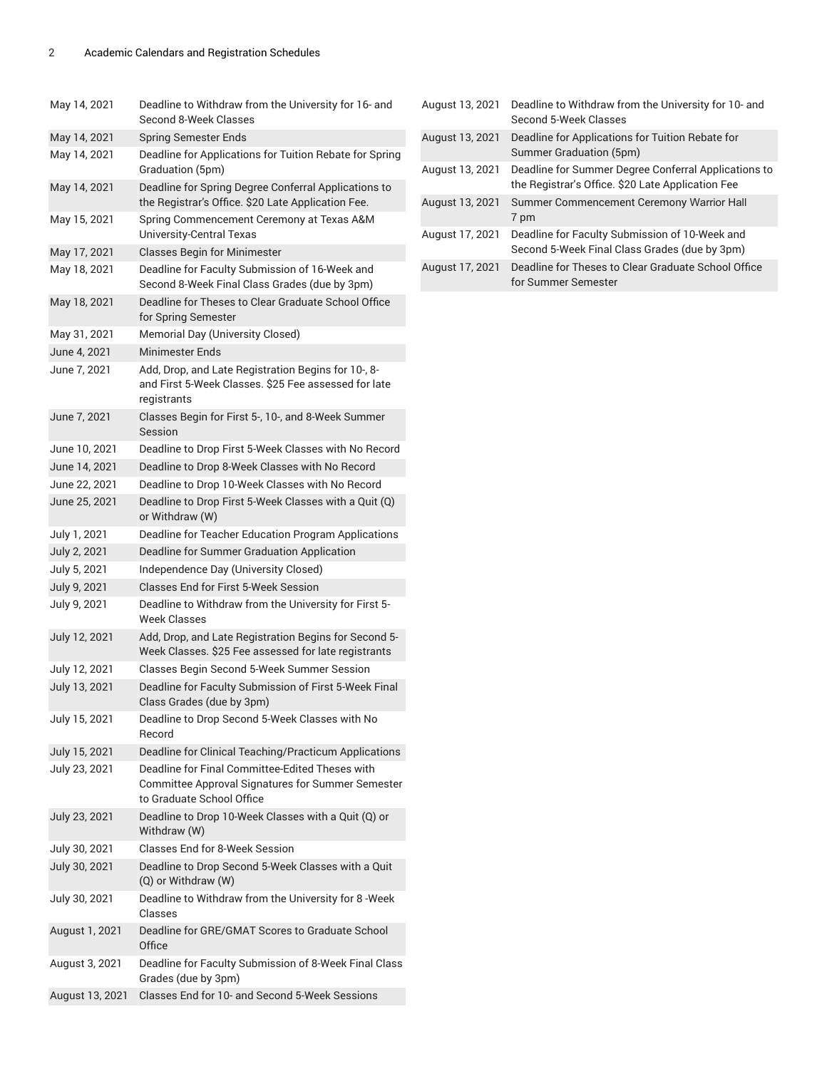| | |
|---|---|
| May 14, 2021 | Deadline to Withdraw from the University for 16- and Second 8-Week Classes |
| May 14, 2021 | Spring Semester Ends |
| May 14, 2021 | Deadline for Applications for Tuition Rebate for Spring Graduation (5pm) |
| May 14, 2021 | Deadline for Spring Degree Conferral Applications to the Registrar's Office. $20 Late Application Fee. |
| May 15, 2021 | Spring Commencement Ceremony at Texas A&M University-Central Texas |
| May 17, 2021 | Classes Begin for Minimester |
| May 18, 2021 | Deadline for Faculty Submission of 16-Week and Second 8-Week Final Class Grades (due by 3pm) |
| May 18, 2021 | Deadline for Theses to Clear Graduate School Office for Spring Semester |
| May 31, 2021 | Memorial Day (University Closed) |
| June 4, 2021 | Minimester Ends |
| June 7, 2021 | Add, Drop, and Late Registration Begins for 10-, 8- and First 5-Week Classes. $25 Fee assessed for late registrants |
| June 7, 2021 | Classes Begin for First 5-, 10-, and 8-Week Summer Session |
| June 10, 2021 | Deadline to Drop First 5-Week Classes with No Record |
| June 14, 2021 | Deadline to Drop 8-Week Classes with No Record |
| June 22, 2021 | Deadline to Drop 10-Week Classes with No Record |
| June 25, 2021 | Deadline to Drop First 5-Week Classes with a Quit (Q) or Withdraw (W) |
| July 1, 2021 | Deadline for Teacher Education Program Applications |
| July 2, 2021 | Deadline for Summer Graduation Application |
| July 5, 2021 | Independence Day (University Closed) |
| July 9, 2021 | Classes End for First 5-Week Session |
| July 9, 2021 | Deadline to Withdraw from the University for First 5-Week Classes |
| July 12, 2021 | Add, Drop, and Late Registration Begins for Second 5-Week Classes. $25 Fee assessed for late registrants |
| July 12, 2021 | Classes Begin Second 5-Week Summer Session |
| July 13, 2021 | Deadline for Faculty Submission of First 5-Week Final Class Grades (due by 3pm) |
| July 15, 2021 | Deadline to Drop Second 5-Week Classes with No Record |
| July 15, 2021 | Deadline for Clinical Teaching/Practicum Applications |
| July 23, 2021 | Deadline for Final Committee-Edited Theses with Committee Approval Signatures for Summer Semester to Graduate School Office |
| July 23, 2021 | Deadline to Drop 10-Week Classes with a Quit (Q) or Withdraw (W) |
| July 30, 2021 | Classes End for 8-Week Session |
| July 30, 2021 | Deadline to Drop Second 5-Week Classes with a Quit (Q) or Withdraw (W) |
| July 30, 2021 | Deadline to Withdraw from the University for 8 -Week Classes |
| August 1, 2021 | Deadline for GRE/GMAT Scores to Graduate School Office |
| August 3, 2021 | Deadline for Faculty Submission of 8-Week Final Class Grades (due by 3pm) |
| August 13, 2021 | Classes End for 10- and Second 5-Week Sessions |
| August 13, 2021 | Deadline to Withdraw from the University for 10- and Second 5-Week Classes |
| August 13, 2021 | Deadline for Applications for Tuition Rebate for Summer Graduation (5pm) |
| August 13, 2021 | Deadline for Summer Degree Conferral Applications to the Registrar's Office. $20 Late Application Fee |
| August 13, 2021 | Summer Commencement Ceremony Warrior Hall 7 pm |
| August 17, 2021 | Deadline for Faculty Submission of 10-Week and Second 5-Week Final Class Grades (due by 3pm) |
| August 17, 2021 | Deadline for Theses to Clear Graduate School Office for Summer Semester |